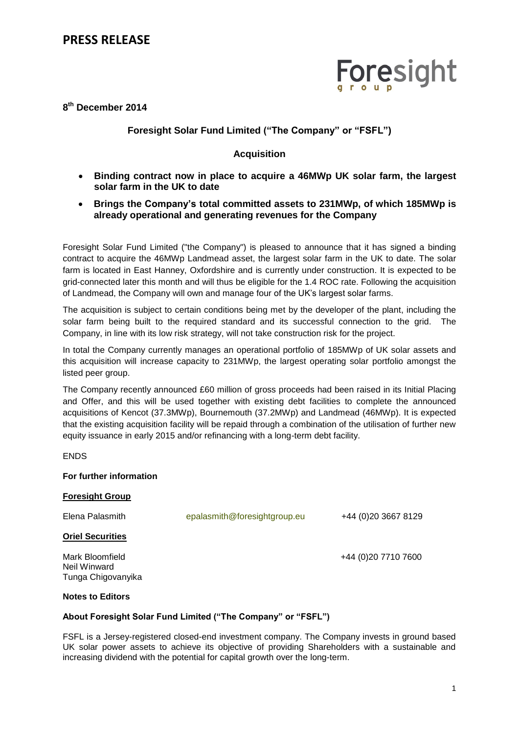# PRESS RELEASE

Foresight group

**8th December 2014**

**Foresight Solar Fund Limited ("The Company" or "FSFL")**

**Acquisition**

- **Binding contract now in place to acquire a 46MWp UK solar farm, the largest solar farm in the UK to date**
- **Brings the Company's total committed assets to 231MWp, of which 185MWp is already operational and generating revenues for the Company**

Foresight Solar Fund Limited ("the Company") is pleased to announce that it has signed a binding contract to acquire the 46MWp Landmead asset, the largest solar farm in the UK to date. The solar farm is located in East Hanney, Oxfordshire and is currently under construction. It is expected to be grid-connected later this month and will thus be eligible for the 1.4 ROC rate. Following the acquisition of Landmead, the Company will own and manage four of the UK's largest solar farms.

The acquisition is subject to certain conditions being met by the developer of the plant, including the solar farm being built to the required standard and its successful connection to the grid. The Company, in line with its low risk strategy, will not take construction risk for the project.

In total the Company currently manages an operational portfolio of 185MWp of UK solar assets and this acquisition will increase capacity to 231MWp, the largest operating solar portfolio amongst the listed peer group.

The Company recently announced £60 million of gross proceeds had been raised in its Initial Placing and Offer, and this will be used together with existing debt facilities to complete the announced acquisitions of Kencot (37.3MWp), Bournemouth (37.2MWp) and Landmead (46MWp). It is expected that the existing acquisition facility will be repaid through a combination of the utilisation of further new equity issuance in early 2015 and/or refinancing with a long-term debt facility.

ENDS

**For further information**

**Foresight Group**

Elena Palasmith epalasmith@foresightgroup.eu +44 (0)20 3667 8129

**Oriel Securities**

Mark Bloomfield +44 (0)20 7710 7600
Neil Winward
Tunga Chigovanyika

**Notes to Editors**

**About Foresight Solar Fund Limited ("The Company" or "FSFL")**

FSFL is a Jersey-registered closed-end investment company. The Company invests in ground based UK solar power assets to achieve its objective of providing Shareholders with a sustainable and increasing dividend with the potential for capital growth over the long-term.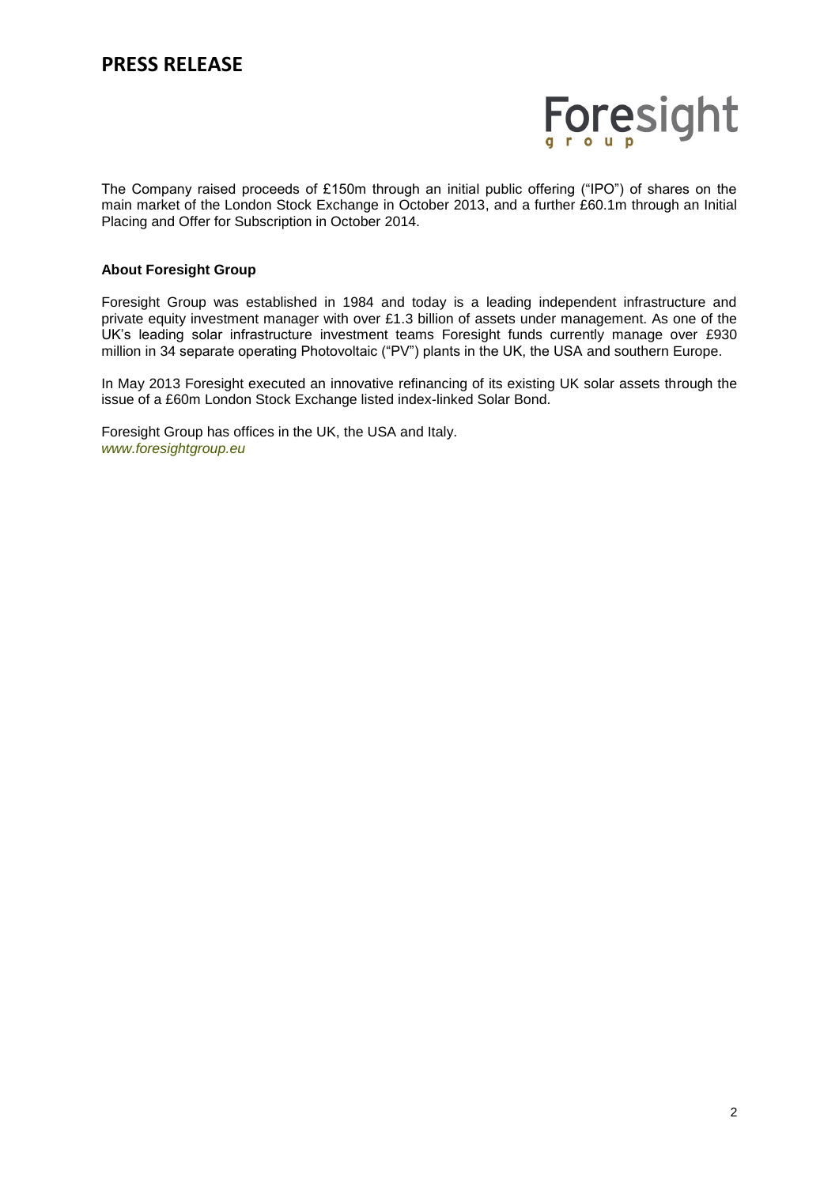The Company raised proceeds of £150m through an initial public offering ("IPO") of shares on the main market of the London Stock Exchange in October 2013, and a further £60.1m through an Initial Placing and Offer for Subscription in October 2014.

**About Foresight Group**

Foresight Group was established in 1984 and today is a leading independent infrastructure and private equity investment manager with over £1.3 billion of assets under management. As one of the UK's leading solar infrastructure investment teams Foresight funds currently manage over £930 million in 34 separate operating Photovoltaic ("PV") plants in the UK, the USA and southern Europe.

In May 2013 Foresight executed an innovative refinancing of its existing UK solar assets through the issue of a £60m London Stock Exchange listed index-linked Solar Bond.

Foresight Group has offices in the UK, the USA and Italy.
*www.foresightgroup.eu*